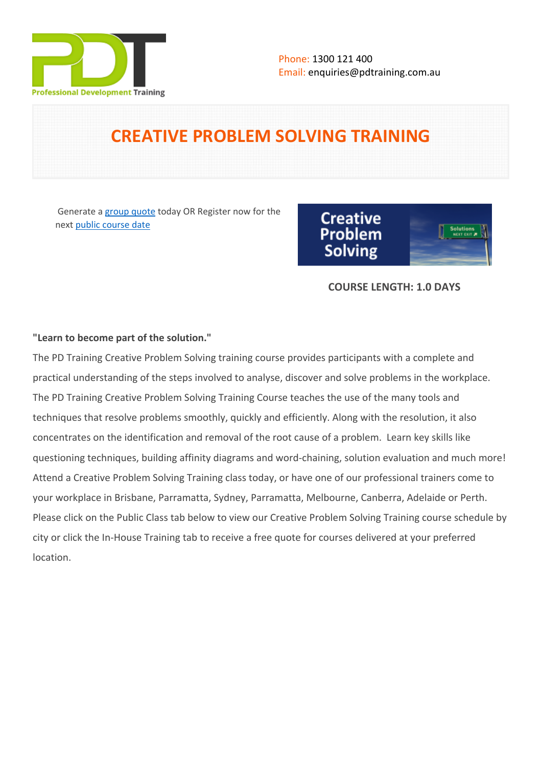Phone: 1300 121 400
Email: enquiries@pdtraining.com.au

# CREATIVE PROBLEM SOLVING TRAINING

Generate a group quote today OR Register now for the next public course date

**COURSE LENGTH: 1.0 DAYS**

**"Learn to become part of the solution."**

The PD Training Creative Problem Solving training course provides participants with a complete and practical understanding of the steps involved to analyse, discover and solve problems in the workplace. The PD Training Creative Problem Solving Training Course teaches the use of the many tools and techniques that resolve problems smoothly, quickly and efficiently. Along with the resolution, it also concentrates on the identification and removal of the root cause of a problem. Learn key skills like questioning techniques, building affinity diagrams and word-chaining, solution evaluation and much more! Attend a Creative Problem Solving Training class today, or have one of our professional trainers come to your workplace in Brisbane, Parramatta, Sydney, Parramatta, Melbourne, Canberra, Adelaide or Perth. Please click on the Public Class tab below to view our Creative Problem Solving Training course schedule by city or click the In-House Training tab to receive a free quote for courses delivered at your preferred location.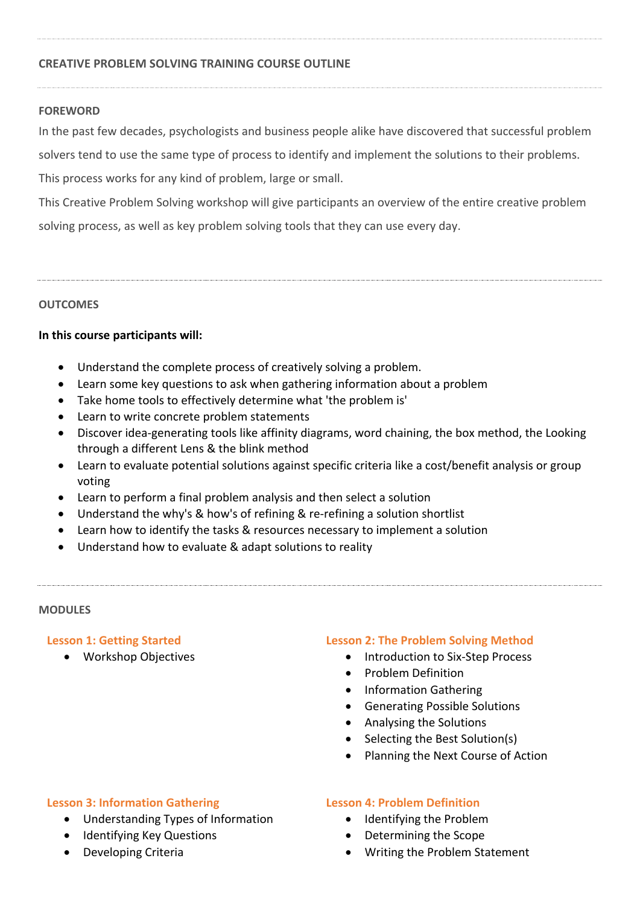## CREATIVE PROBLEM SOLVING TRAINING COURSE OUTLINE

### FOREWORD

In the past few decades, psychologists and business people alike have discovered that successful problem solvers tend to use the same type of process to identify and implement the solutions to their problems. This process works for any kind of problem, large or small.

This Creative Problem Solving workshop will give participants an overview of the entire creative problem solving process, as well as key problem solving tools that they can use every day.

### OUTCOMES

**In this course participants will:**

- Understand the complete process of creatively solving a problem.
- Learn some key questions to ask when gathering information about a problem
- Take home tools to effectively determine what 'the problem is'
- Learn to write concrete problem statements
- Discover idea-generating tools like affinity diagrams, word chaining, the box method, the Looking through a different Lens & the blink method
- Learn to evaluate potential solutions against specific criteria like a cost/benefit analysis or group voting
- Learn to perform a final problem analysis and then select a solution
- Understand the why's & how's of refining & re-refining a solution shortlist
- Learn how to identify the tasks & resources necessary to implement a solution
- Understand how to evaluate & adapt solutions to reality

### MODULES

#### Lesson 1: Getting Started

- Workshop Objectives

#### Lesson 2: The Problem Solving Method

- Introduction to Six-Step Process
- Problem Definition
- Information Gathering
- Generating Possible Solutions
- Analysing the Solutions
- Selecting the Best Solution(s)
- Planning the Next Course of Action

#### Lesson 3: Information Gathering

- Understanding Types of Information
- Identifying Key Questions
- Developing Criteria

#### Lesson 4: Problem Definition

- Identifying the Problem
- Determining the Scope
- Writing the Problem Statement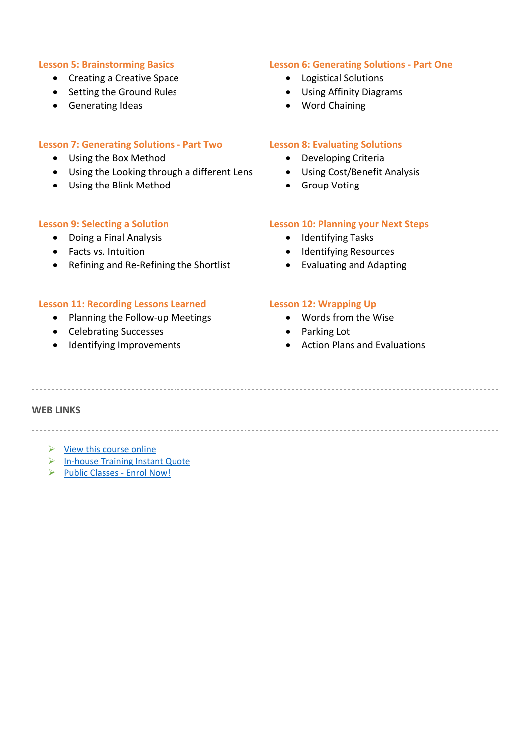### Lesson 5: Brainstorming Basics

- Creating a Creative Space
- Setting the Ground Rules
- Generating Ideas

### Lesson 6: Generating Solutions - Part One

- Logistical Solutions
- Using Affinity Diagrams
- Word Chaining

### Lesson 7: Generating Solutions - Part Two

- Using the Box Method
- Using the Looking through a different Lens
- Using the Blink Method

### Lesson 8: Evaluating Solutions

- Developing Criteria
- Using Cost/Benefit Analysis
- Group Voting

### Lesson 9: Selecting a Solution

- Doing a Final Analysis
- Facts vs. Intuition
- Refining and Re-Refining the Shortlist

### Lesson 10: Planning your Next Steps

- Identifying Tasks
- Identifying Resources
- Evaluating and Adapting

### Lesson 11: Recording Lessons Learned

- Planning the Follow-up Meetings
- Celebrating Successes
- Identifying Improvements

### Lesson 12: Wrapping Up

- Words from the Wise
- Parking Lot
- Action Plans and Evaluations

---

**WEB LINKS**

---

- View this course online
- In-house Training Instant Quote
- Public Classes - Enrol Now!